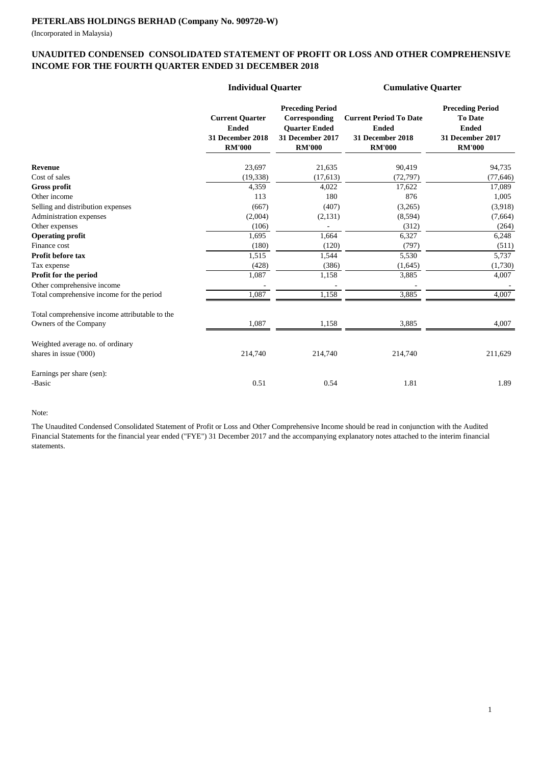**PETERLABS HOLDINGS BERHAD (Company No. 909720-W)**

(Incorporated in Malaysia)

## UNAUDITED CONDENSED CONSOLIDATED STATEMENT OF PROFIT OR LOSS AND OTHER COMPREHENSIVE INCOME FOR THE FOURTH QUARTER ENDED 31 DECEMBER 2018

| | Individual Quarter | | Cumulative Quarter | |
|---|---|---|---|---|
| | **Current Quarter Ended 31 December 2018 RM'000** | **Preceding Period Corresponding Quarter Ended 31 December 2017 RM'000** | **Current Period To Date Ended 31 December 2018 RM'000** | **Preceding Period To Date Ended 31 December 2017 RM'000** |
| **Revenue** | 23,697 | 21,635 | 90,419 | 94,735 |
| Cost of sales | (19,338) | (17,613) | (72,797) | (77,646) |
| **Gross profit** | 4,359 | 4,022 | 17,622 | 17,089 |
| Other income | 113 | 180 | 876 | 1,005 |
| Selling and distribution expenses | (667) | (407) | (3,265) | (3,918) |
| Administration expenses | (2,004) | (2,131) | (8,594) | (7,664) |
| Other expenses | (106) | - | (312) | (264) |
| **Operating profit** | 1,695 | 1,664 | 6,327 | 6,248 |
| Finance cost | (180) | (120) | (797) | (511) |
| **Profit before tax** | 1,515 | 1,544 | 5,530 | 5,737 |
| Tax expense | (428) | (386) | (1,645) | (1,730) |
| **Profit for the period** | 1,087 | 1,158 | 3,885 | 4,007 |
| Other comprehensive income | - | - | - | - |
| Total comprehensive income for the period | 1,087 | 1,158 | 3,885 | 4,007 |
| | | | | |
| Total comprehensive income attributable to the Owners of the Company | 1,087 | 1,158 | 3,885 | 4,007 |
| | | | | |
| Weighted average no. of ordinary shares in issue ('000) | 214,740 | 214,740 | 214,740 | 211,629 |
| | | | | |
| Earnings per share (sen): | | | | |
| -Basic | 0.51 | 0.54 | 1.81 | 1.89 |

Note:

The Unaudited Condensed Consolidated Statement of Profit or Loss and Other Comprehensive Income should be read in conjunction with the Audited Financial Statements for the financial year ended ("FYE") 31 December 2017 and the accompanying explanatory notes attached to the interim financial statements.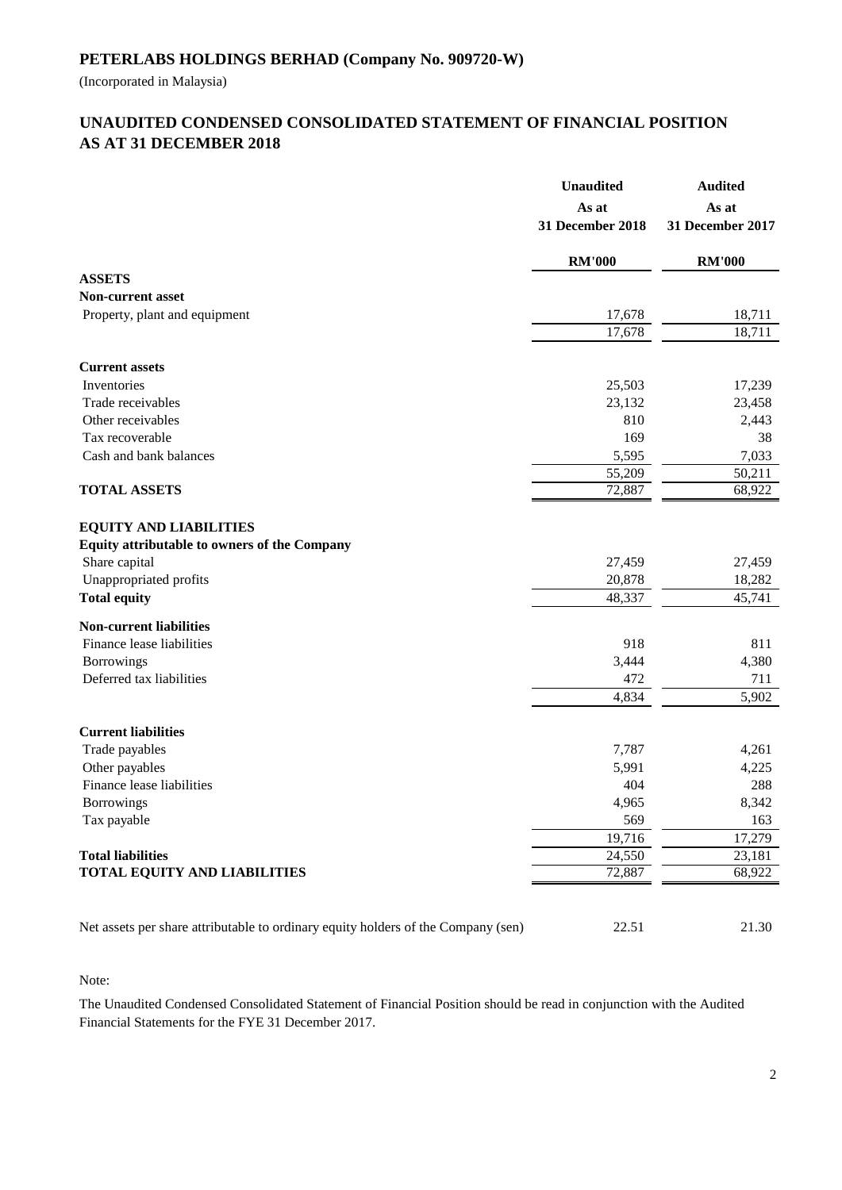# PETERLABS HOLDINGS BERHAD (Company No. 909720-W)

(Incorporated in Malaysia)

## UNAUDITED CONDENSED CONSOLIDATED STATEMENT OF FINANCIAL POSITION AS AT 31 DECEMBER 2018

| | Unaudited As at 31 December 2018 | Audited As at 31 December 2017 |
|---|---|---|
| | **RM'000** | **RM'000** |
| **ASSETS** | | |
| **Non-current asset** | | |
| Property, plant and equipment | 17,678 | 18,711 |
| | 17,678 | 18,711 |
| **Current assets** | | |
| Inventories | 25,503 | 17,239 |
| Trade receivables | 23,132 | 23,458 |
| Other receivables | 810 | 2,443 |
| Tax recoverable | 169 | 38 |
| Cash and bank balances | 5,595 | 7,033 |
| | 55,209 | 50,211 |
| **TOTAL ASSETS** | 72,887 | 68,922 |
| **EQUITY AND LIABILITIES** | | |
| **Equity attributable to owners of the Company** | | |
| Share capital | 27,459 | 27,459 |
| Unappropriated profits | 20,878 | 18,282 |
| **Total equity** | 48,337 | 45,741 |
| **Non-current liabilities** | | |
| Finance lease liabilities | 918 | 811 |
| Borrowings | 3,444 | 4,380 |
| Deferred tax liabilities | 472 | 711 |
| | 4,834 | 5,902 |
| **Current liabilities** | | |
| Trade payables | 7,787 | 4,261 |
| Other payables | 5,991 | 4,225 |
| Finance lease liabilities | 404 | 288 |
| Borrowings | 4,965 | 8,342 |
| Tax payable | 569 | 163 |
| | 19,716 | 17,279 |
| **Total liabilities** | 24,550 | 23,181 |
| **TOTAL EQUITY AND LIABILITIES** | 72,887 | 68,922 |
| Net assets per share attributable to ordinary equity holders of the Company (sen) | 22.51 | 21.30 |

Note:

The Unaudited Condensed Consolidated Statement of Financial Position should be read in conjunction with the Audited Financial Statements for the FYE 31 December 2017.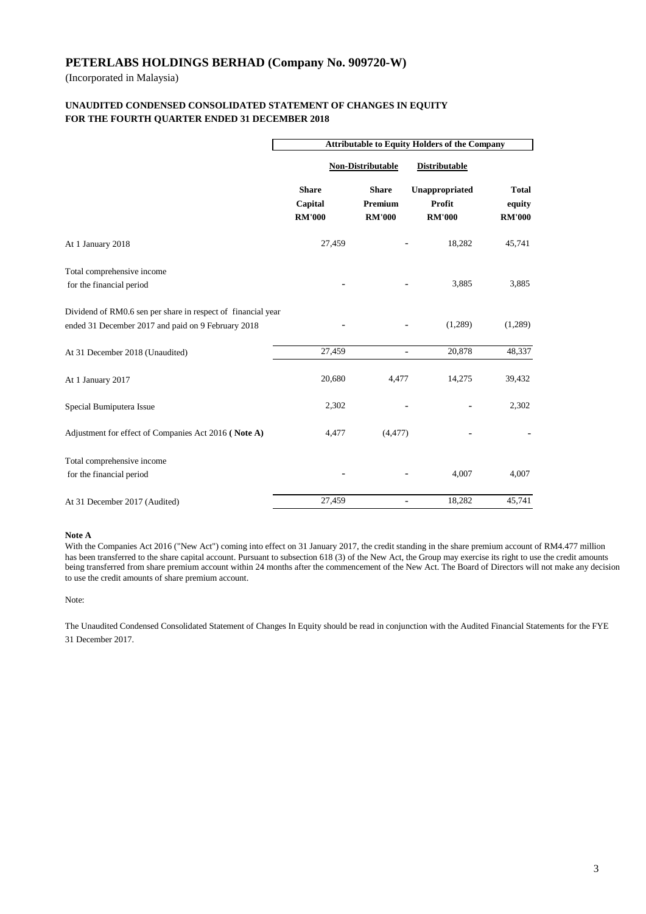# PETERLABS HOLDINGS BERHAD (Company No. 909720-W)

(Incorporated in Malaysia)

## UNAUDITED CONDENSED CONSOLIDATED STATEMENT OF CHANGES IN EQUITY FOR THE FOURTH QUARTER ENDED 31 DECEMBER 2018

| | Attributable to Equity Holders of the Company | | | |
|---|---|---|---|---|
| | Non-Distributable | | Distributable | |
| | **Share Capital RM'000** | **Share Premium RM'000** | **Unappropriated Profit RM'000** | **Total equity RM'000** |
| At 1 January 2018 | 27,459 | - | 18,282 | 45,741 |
| Total comprehensive income for the financial period | - | - | 3,885 | 3,885 |
| Dividend of RM0.6 sen per share in respect of financial year ended 31 December 2017 and paid on 9 February 2018 | - | - | (1,289) | (1,289) |
| At 31 December 2018 (Unaudited) | 27,459 | - | 20,878 | 48,337 |
| At 1 January 2017 | 20,680 | 4,477 | 14,275 | 39,432 |
| Special Bumiputera Issue | 2,302 | - | - | 2,302 |
| Adjustment for effect of Companies Act 2016 **( Note A)** | 4,477 | (4,477) | - | - |
| Total comprehensive income for the financial period | - | - | 4,007 | 4,007 |
| At 31 December 2017 (Audited) | 27,459 | - | 18,282 | 45,741 |

**Note A**

With the Companies Act 2016 ("New Act") coming into effect on 31 January 2017, the credit standing in the share premium account of RM4.477 million has been transferred to the share capital account. Pursuant to subsection 618 (3) of the New Act, the Group may exercise its right to use the credit amounts being transferred from share premium account within 24 months after the commencement of the New Act. The Board of Directors will not make any decision to use the credit amounts of share premium account.

Note:

The Unaudited Condensed Consolidated Statement of Changes In Equity should be read in conjunction with the Audited Financial Statements for the FYE 31 December 2017.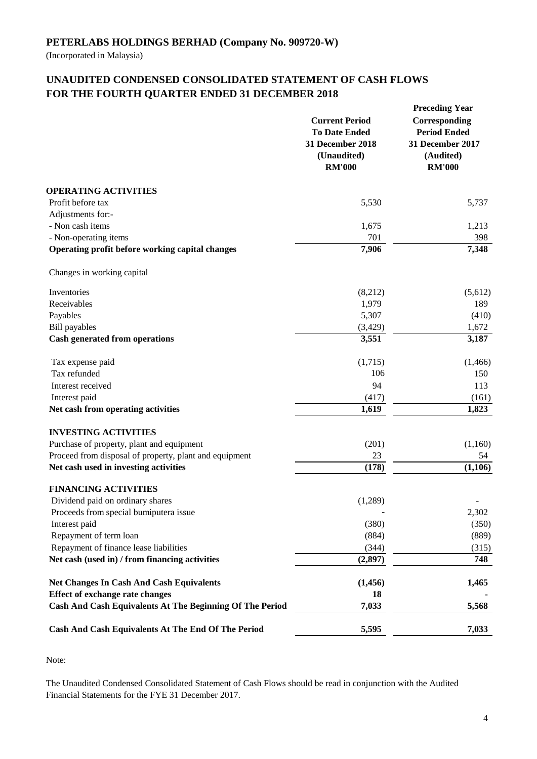## PETERLABS HOLDINGS BERHAD (Company No. 909720-W)

(Incorporated in Malaysia)

## UNAUDITED CONDENSED CONSOLIDATED STATEMENT OF CASH FLOWS FOR THE FOURTH QUARTER ENDED 31 DECEMBER 2018

| | Current Period To Date Ended 31 December 2018 (Unaudited) RM'000 | Preceding Year Corresponding Period Ended 31 December 2017 (Audited) RM'000 |
|---|---|---|
| **OPERATING ACTIVITIES** | | |
| Profit before tax | 5,530 | 5,737 |
| Adjustments for:- | | |
| - Non cash items | 1,675 | 1,213 |
| - Non-operating items | 701 | 398 |
| **Operating profit before working capital changes** | **7,906** | **7,348** |
| Changes in working capital | | |
| Inventories | (8,212) | (5,612) |
| Receivables | 1,979 | 189 |
| Payables | 5,307 | (410) |
| Bill payables | (3,429) | 1,672 |
| **Cash generated from operations** | **3,551** | **3,187** |
| Tax expense paid | (1,715) | (1,466) |
| Tax refunded | 106 | 150 |
| Interest received | 94 | 113 |
| Interest paid | (417) | (161) |
| **Net cash from operating activities** | **1,619** | **1,823** |
| **INVESTING ACTIVITIES** | | |
| Purchase of property, plant and equipment | (201) | (1,160) |
| Proceed from disposal of property, plant and equipment | 23 | 54 |
| **Net cash used in investing activities** | **(178)** | **(1,106)** |
| **FINANCING ACTIVITIES** | | |
| Dividend paid on ordinary shares | (1,289) | - |
| Proceeds from special bumiputera issue | - | 2,302 |
| Interest paid | (380) | (350) |
| Repayment of term loan | (884) | (889) |
| Repayment of finance lease liabilities | (344) | (315) |
| **Net cash (used in) / from financing activities** | **(2,897)** | **748** |
| **Net Changes In Cash And Cash Equivalents** | **(1,456)** | **1,465** |
| **Effect of exchange rate changes** | **18** | **-** |
| **Cash And Cash Equivalents At The Beginning Of The Period** | **7,033** | **5,568** |
| **Cash And Cash Equivalents At The End Of The Period** | **5,595** | **7,033** |

Note:

The Unaudited Condensed Consolidated Statement of Cash Flows should be read in conjunction with the Audited Financial Statements for the FYE 31 December 2017.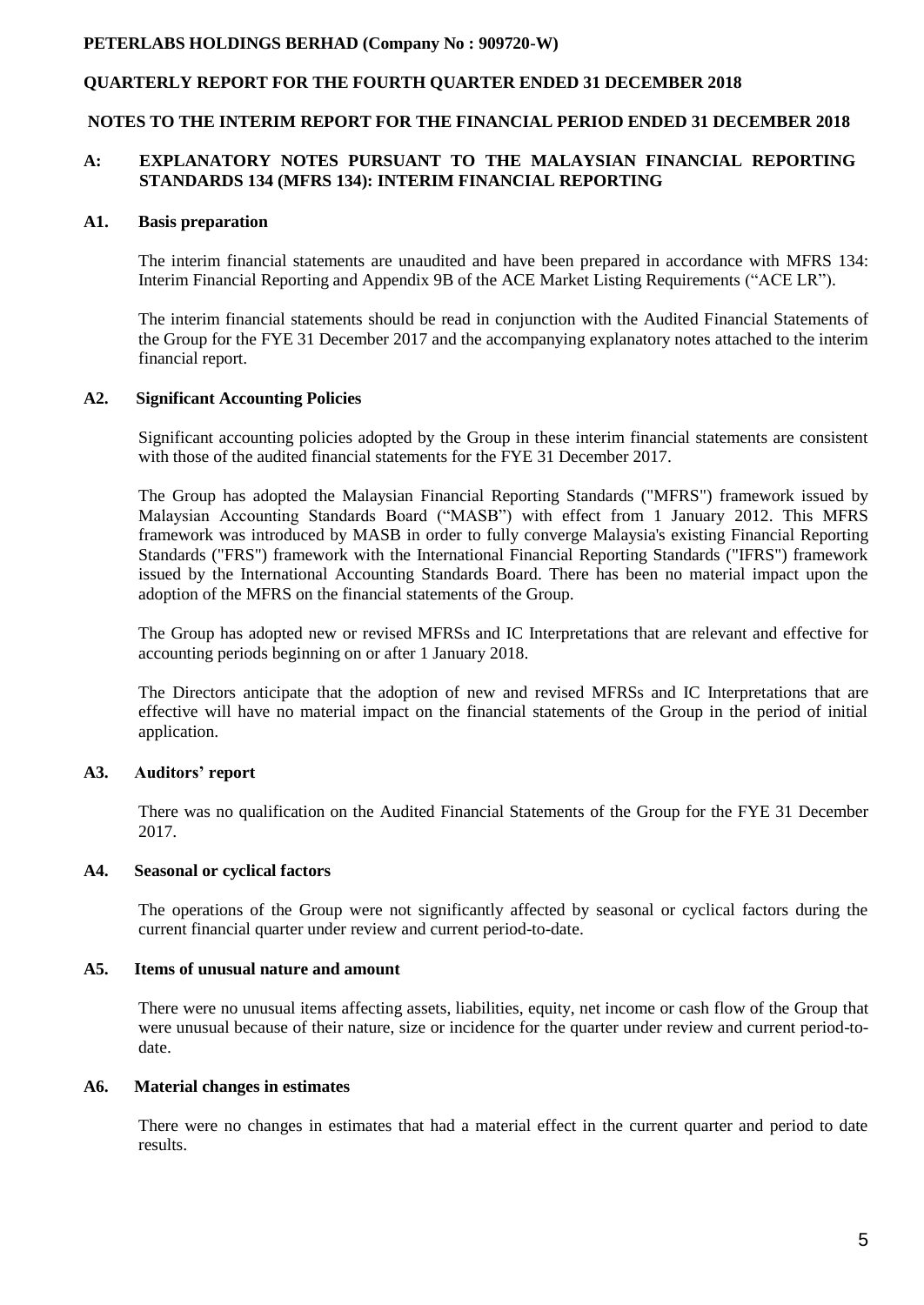**PETERLABS HOLDINGS BERHAD (Company No : 909720-W)**

**QUARTERLY REPORT FOR THE FOURTH QUARTER ENDED 31 DECEMBER 2018**

**NOTES TO THE INTERIM REPORT FOR THE FINANCIAL PERIOD ENDED 31 DECEMBER 2018**

## A: EXPLANATORY NOTES PURSUANT TO THE MALAYSIAN FINANCIAL REPORTING STANDARDS 134 (MFRS 134): INTERIM FINANCIAL REPORTING

### A1. Basis preparation

The interim financial statements are unaudited and have been prepared in accordance with MFRS 134: Interim Financial Reporting and Appendix 9B of the ACE Market Listing Requirements ("ACE LR").

The interim financial statements should be read in conjunction with the Audited Financial Statements of the Group for the FYE 31 December 2017 and the accompanying explanatory notes attached to the interim financial report.

### A2. Significant Accounting Policies

Significant accounting policies adopted by the Group in these interim financial statements are consistent with those of the audited financial statements for the FYE 31 December 2017.

The Group has adopted the Malaysian Financial Reporting Standards ("MFRS") framework issued by Malaysian Accounting Standards Board ("MASB") with effect from 1 January 2012. This MFRS framework was introduced by MASB in order to fully converge Malaysia's existing Financial Reporting Standards ("FRS") framework with the International Financial Reporting Standards ("IFRS") framework issued by the International Accounting Standards Board. There has been no material impact upon the adoption of the MFRS on the financial statements of the Group.

The Group has adopted new or revised MFRSs and IC Interpretations that are relevant and effective for accounting periods beginning on or after 1 January 2018.

The Directors anticipate that the adoption of new and revised MFRSs and IC Interpretations that are effective will have no material impact on the financial statements of the Group in the period of initial application.

### A3. Auditors' report

There was no qualification on the Audited Financial Statements of the Group for the FYE 31 December 2017.

### A4. Seasonal or cyclical factors

The operations of the Group were not significantly affected by seasonal or cyclical factors during the current financial quarter under review and current period-to-date.

### A5. Items of unusual nature and amount

There were no unusual items affecting assets, liabilities, equity, net income or cash flow of the Group that were unusual because of their nature, size or incidence for the quarter under review and current period-to-date.

### A6. Material changes in estimates

There were no changes in estimates that had a material effect in the current quarter and period to date results.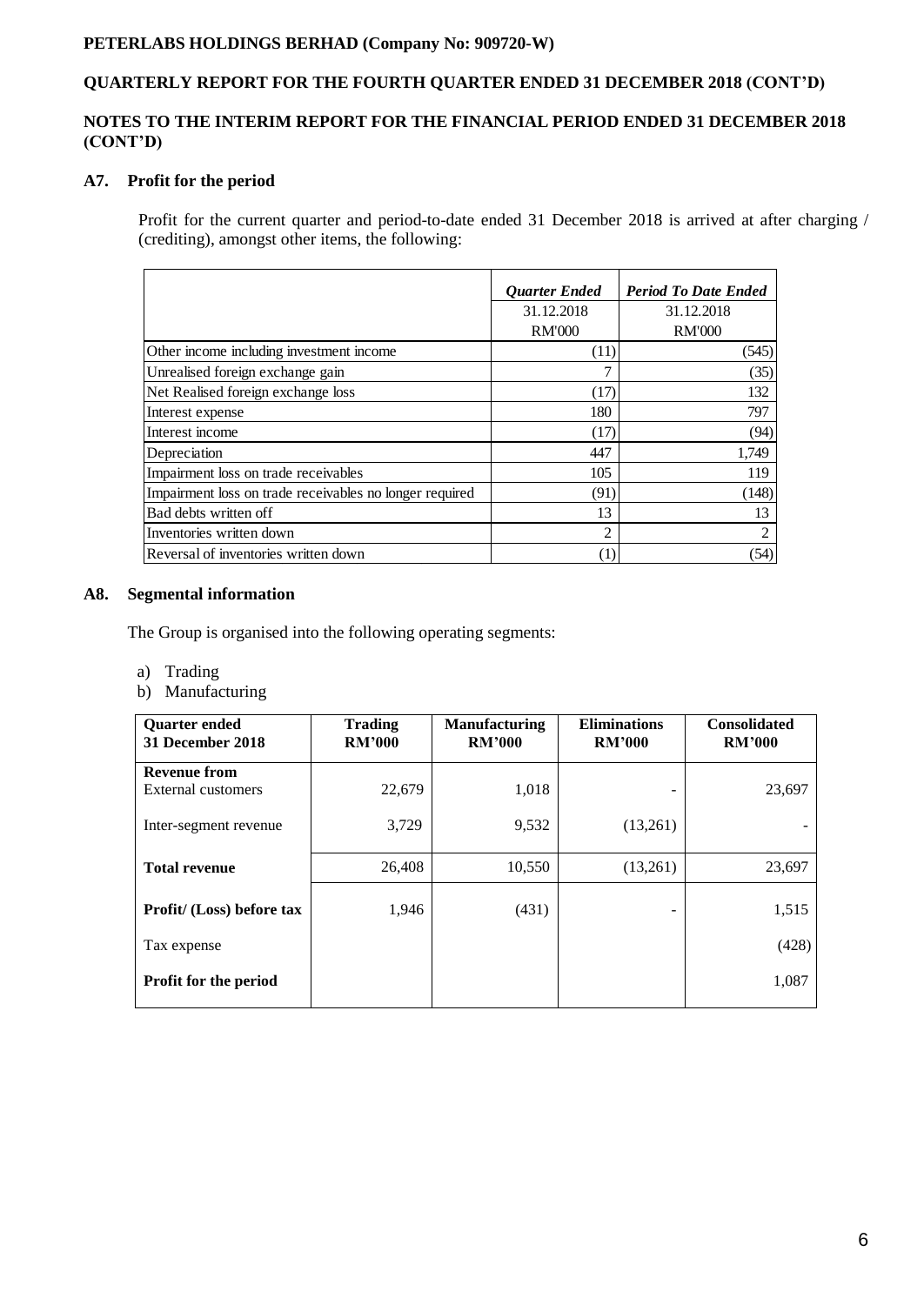**PETERLABS HOLDINGS BERHAD (Company No: 909720-W)**

**QUARTERLY REPORT FOR THE FOURTH QUARTER ENDED 31 DECEMBER 2018 (CONT'D)**

**NOTES TO THE INTERIM REPORT FOR THE FINANCIAL PERIOD ENDED 31 DECEMBER 2018 (CONT'D)**

### A7. Profit for the period

Profit for the current quarter and period-to-date ended 31 December 2018 is arrived at after charging / (crediting), amongst other items, the following:

| | *Quarter Ended* | *Period To Date Ended* |
|---|---|---|
| | 31.12.2018 | 31.12.2018 |
| | RM'000 | RM'000 |
| Other income including investment income | (11) | (545) |
| Unrealised foreign exchange gain | 7 | (35) |
| Net Realised foreign exchange loss | (17) | 132 |
| Interest expense | 180 | 797 |
| Interest income | (17) | (94) |
| Depreciation | 447 | 1,749 |
| Impairment loss on trade receivables | 105 | 119 |
| Impairment loss on trade receivables no longer required | (91) | (148) |
| Bad debts written off | 13 | 13 |
| Inventories written down | 2 | 2 |
| Reversal of inventories written down | (1) | (54) |

### A8. Segmental information

The Group is organised into the following operating segments:

a) Trading
b) Manufacturing

| **Quarter ended 31 December 2018** | **Trading RM'000** | **Manufacturing RM'000** | **Eliminations RM'000** | **Consolidated RM'000** |
|---|---|---|---|---|
| **Revenue from** External customers | 22,679 | 1,018 | - | 23,697 |
| Inter-segment revenue | 3,729 | 9,532 | (13,261) | - |
| **Total revenue** | 26,408 | 10,550 | (13,261) | 23,697 |
| **Profit/ (Loss) before tax** | 1,946 | (431) | - | 1,515 |
| Tax expense | | | | (428) |
| **Profit for the period** | | | | 1,087 |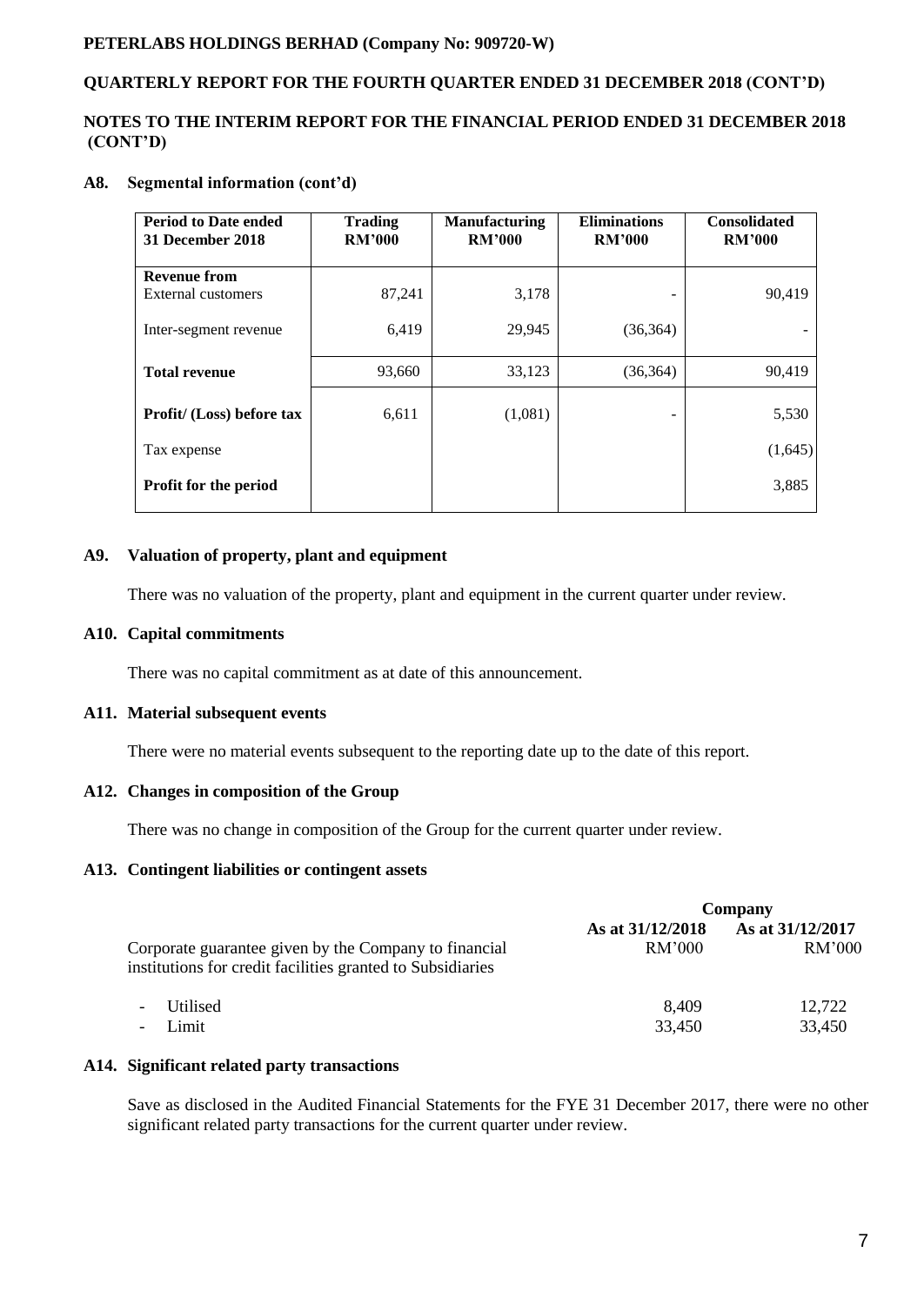**PETERLABS HOLDINGS BERHAD (Company No: 909720-W)**

**QUARTERLY REPORT FOR THE FOURTH QUARTER ENDED 31 DECEMBER 2018 (CONT'D)**

**NOTES TO THE INTERIM REPORT FOR THE FINANCIAL PERIOD ENDED 31 DECEMBER 2018 (CONT'D)**

## A8. Segmental information (cont'd)

| Period to Date ended 31 December 2018 | Trading RM'000 | Manufacturing RM'000 | Eliminations RM'000 | Consolidated RM'000 |
|---|---|---|---|---|
| **Revenue from** External customers | 87,241 | 3,178 | - | 90,419 |
| Inter-segment revenue | 6,419 | 29,945 | (36,364) | - |
| **Total revenue** | 93,660 | 33,123 | (36,364) | 90,419 |
| **Profit/ (Loss) before tax** | 6,611 | (1,081) | - | 5,530 |
| Tax expense | | | | (1,645) |
| **Profit for the period** | | | | 3,885 |

## A9. Valuation of property, plant and equipment

There was no valuation of the property, plant and equipment in the current quarter under review.

## A10. Capital commitments

There was no capital commitment as at date of this announcement.

## A11. Material subsequent events

There were no material events subsequent to the reporting date up to the date of this report.

## A12. Changes in composition of the Group

There was no change in composition of the Group for the current quarter under review.

## A13. Contingent liabilities or contingent assets

| | Company | |
|---|---|---|
| | **As at 31/12/2018** RM'000 | **As at 31/12/2017** RM'000 |
| Corporate guarantee given by the Company to financial institutions for credit facilities granted to Subsidiaries | | |
| - Utilised | 8,409 | 12,722 |
| - Limit | 33,450 | 33,450 |

## A14. Significant related party transactions

Save as disclosed in the Audited Financial Statements for the FYE 31 December 2017, there were no other significant related party transactions for the current quarter under review.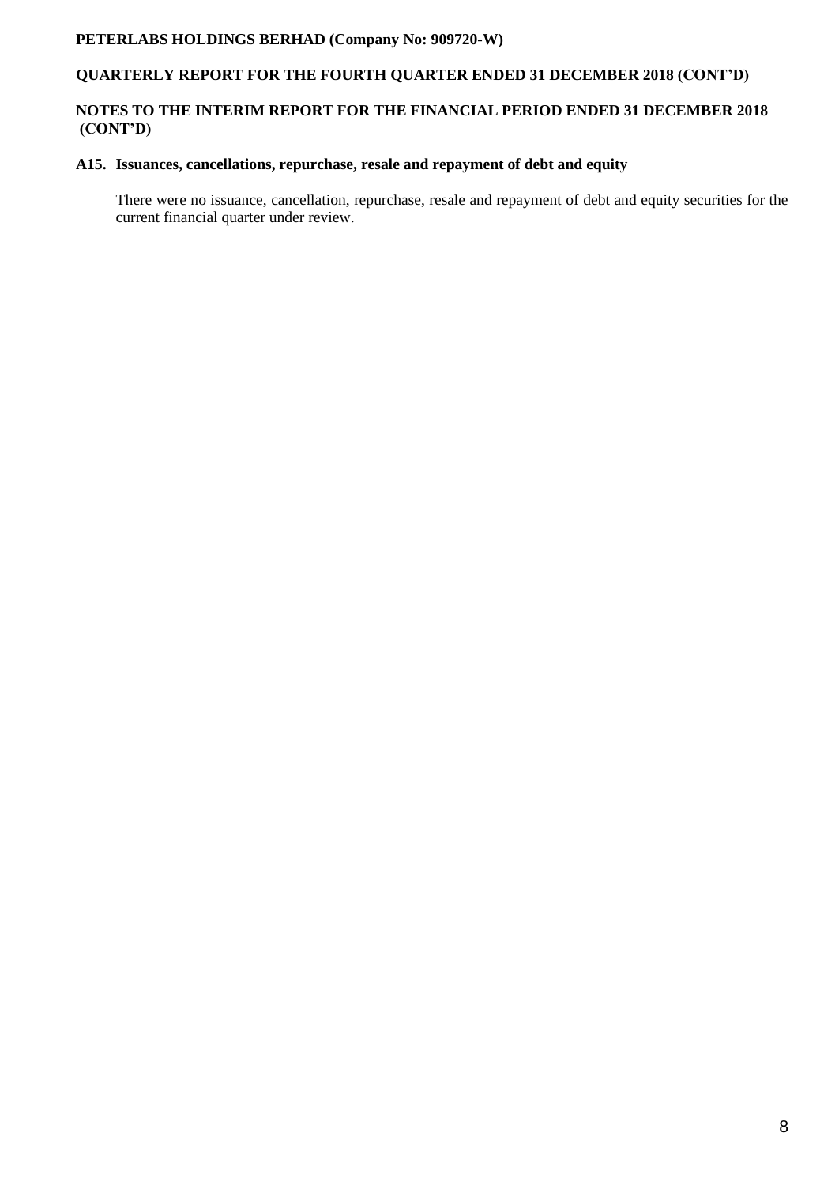## A15. Issuances, cancellations, repurchase, resale and repayment of debt and equity

There were no issuance, cancellation, repurchase, resale and repayment of debt and equity securities for the current financial quarter under review.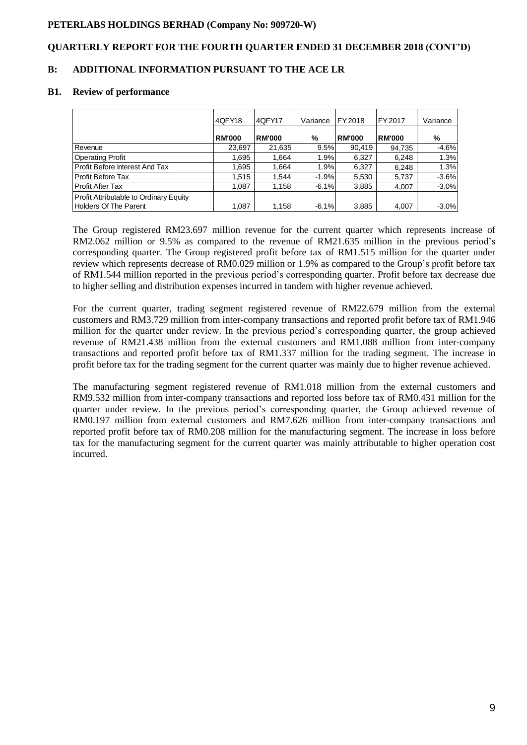**PETERLABS HOLDINGS BERHAD (Company No: 909720-W)**

**QUARTERLY REPORT FOR THE FOURTH QUARTER ENDED 31 DECEMBER 2018 (CONT'D)**

## B: ADDITIONAL INFORMATION PURSUANT TO THE ACE LR

### B1. Review of performance

| | 4QFY18 | 4QFY17 | Variance | FY 2018 | FY 2017 | Variance |
|---|---|---|---|---|---|---|
| | **RM'000** | **RM'000** | **%** | **RM'000** | **RM'000** | **%** |
| Revenue | 23,697 | 21,635 | 9.5% | 90,419 | 94,735 | -4.6% |
| Operating Profit | 1,695 | 1,664 | 1.9% | 6,327 | 6,248 | 1.3% |
| Profit Before Interest And Tax | 1,695 | 1,664 | 1.9% | 6,327 | 6,248 | 1.3% |
| Profit Before Tax | 1,515 | 1,544 | -1.9% | 5,530 | 5,737 | -3.6% |
| Profit After Tax | 1,087 | 1,158 | -6.1% | 3,885 | 4,007 | -3.0% |
| Profit Attributable to Ordinary Equity Holders Of The Parent | 1,087 | 1,158 | -6.1% | 3,885 | 4,007 | -3.0% |

The Group registered RM23.697 million revenue for the current quarter which represents increase of RM2.062 million or 9.5% as compared to the revenue of RM21.635 million in the previous period's corresponding quarter. The Group registered profit before tax of RM1.515 million for the quarter under review which represents decrease of RM0.029 million or 1.9% as compared to the Group's profit before tax of RM1.544 million reported in the previous period's corresponding quarter. Profit before tax decrease due to higher selling and distribution expenses incurred in tandem with higher revenue achieved.

For the current quarter, trading segment registered revenue of RM22.679 million from the external customers and RM3.729 million from inter-company transactions and reported profit before tax of RM1.946 million for the quarter under review. In the previous period's corresponding quarter, the group achieved revenue of RM21.438 million from the external customers and RM1.088 million from inter-company transactions and reported profit before tax of RM1.337 million for the trading segment. The increase in profit before tax for the trading segment for the current quarter was mainly due to higher revenue achieved.

The manufacturing segment registered revenue of RM1.018 million from the external customers and RM9.532 million from inter-company transactions and reported loss before tax of RM0.431 million for the quarter under review. In the previous period's corresponding quarter, the Group achieved revenue of RM0.197 million from external customers and RM7.626 million from inter-company transactions and reported profit before tax of RM0.208 million for the manufacturing segment. The increase in loss before tax for the manufacturing segment for the current quarter was mainly attributable to higher operation cost incurred.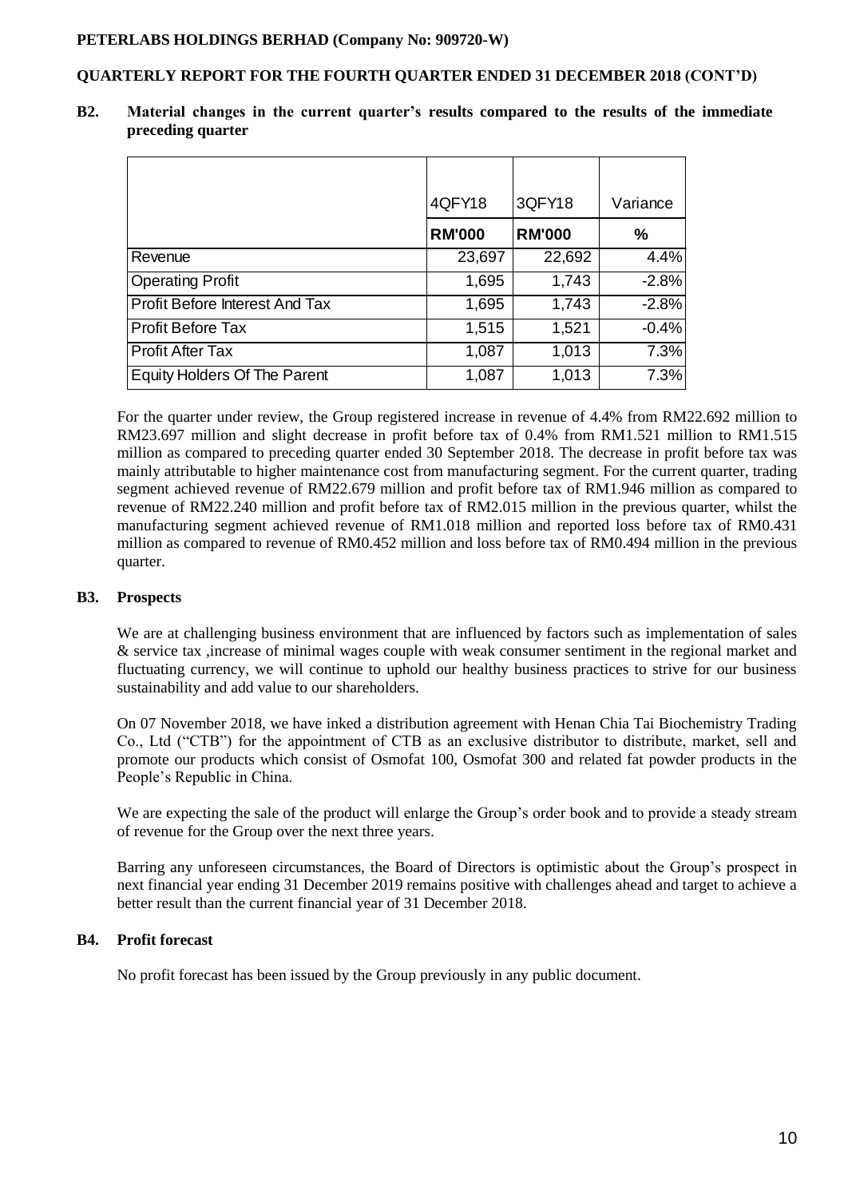## B2. Material changes in the current quarter's results compared to the results of the immediate preceding quarter

| | 4QFY18 | 3QFY18 | Variance |
|---|---|---|---|
| | RM'000 | RM'000 | % |
| Revenue | 23,697 | 22,692 | 4.4% |
| Operating Profit | 1,695 | 1,743 | -2.8% |
| Profit Before Interest And Tax | 1,695 | 1,743 | -2.8% |
| Profit Before Tax | 1,515 | 1,521 | -0.4% |
| Profit After Tax | 1,087 | 1,013 | 7.3% |
| Equity Holders Of The Parent | 1,087 | 1,013 | 7.3% |

For the quarter under review, the Group registered increase in revenue of 4.4% from RM22.692 million to RM23.697 million and slight decrease in profit before tax of 0.4% from RM1.521 million to RM1.515 million as compared to preceding quarter ended 30 September 2018. The decrease in profit before tax was mainly attributable to higher maintenance cost from manufacturing segment. For the current quarter, trading segment achieved revenue of RM22.679 million and profit before tax of RM1.946 million as compared to revenue of RM22.240 million and profit before tax of RM2.015 million in the previous quarter, whilst the manufacturing segment achieved revenue of RM1.018 million and reported loss before tax of RM0.431 million as compared to revenue of RM0.452 million and loss before tax of RM0.494 million in the previous quarter.

## B3. Prospects

We are at challenging business environment that are influenced by factors such as implementation of sales & service tax ,increase of minimal wages couple with weak consumer sentiment in the regional market and fluctuating currency, we will continue to uphold our healthy business practices to strive for our business sustainability and add value to our shareholders.

On 07 November 2018, we have inked a distribution agreement with Henan Chia Tai Biochemistry Trading Co., Ltd ("CTB") for the appointment of CTB as an exclusive distributor to distribute, market, sell and promote our products which consist of Osmofat 100, Osmofat 300 and related fat powder products in the People's Republic in China.

We are expecting the sale of the product will enlarge the Group's order book and to provide a steady stream of revenue for the Group over the next three years.

Barring any unforeseen circumstances, the Board of Directors is optimistic about the Group's prospect in next financial year ending 31 December 2019 remains positive with challenges ahead and target to achieve a better result than the current financial year of 31 December 2018.

## B4. Profit forecast

No profit forecast has been issued by the Group previously in any public document.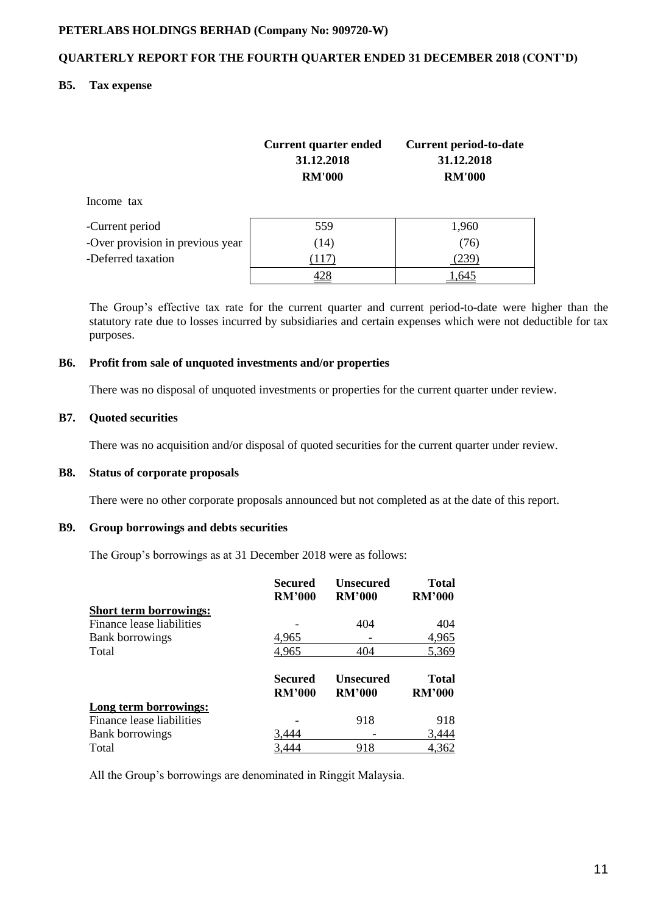**PETERLABS HOLDINGS BERHAD (Company No: 909720-W)**

**QUARTERLY REPORT FOR THE FOURTH QUARTER ENDED 31 DECEMBER 2018 (CONT'D)**

## B5. Tax expense

| | Current quarter ended 31.12.2018 RM'000 | Current period-to-date 31.12.2018 RM'000 |
|---|---|---|
| Income tax | | |
| -Current period | 559 | 1,960 |
| -Over provision in previous year | (14) | (76) |
| -Deferred taxation | (117) | (239) |
| | 428 | 1,645 |

The Group's effective tax rate for the current quarter and current period-to-date were higher than the statutory rate due to losses incurred by subsidiaries and certain expenses which were not deductible for tax purposes.

## B6. Profit from sale of unquoted investments and/or properties

There was no disposal of unquoted investments or properties for the current quarter under review.

## B7. Quoted securities

There was no acquisition and/or disposal of quoted securities for the current quarter under review.

## B8. Status of corporate proposals

There were no other corporate proposals announced but not completed as at the date of this report.

## B9. Group borrowings and debts securities

The Group's borrowings as at 31 December 2018 were as follows:

| | Secured RM'000 | Unsecured RM'000 | Total RM'000 |
|---|---|---|---|
| **Short term borrowings:** | | | |
| Finance lease liabilities | - | 404 | 404 |
| Bank borrowings | 4,965 | - | 4,965 |
| Total | 4,965 | 404 | 5,369 |

| | Secured RM'000 | Unsecured RM'000 | Total RM'000 |
|---|---|---|---|
| **Long term borrowings:** | | | |
| Finance lease liabilities | - | 918 | 918 |
| Bank borrowings | 3,444 | - | 3,444 |
| Total | 3,444 | 918 | 4,362 |

All the Group's borrowings are denominated in Ringgit Malaysia.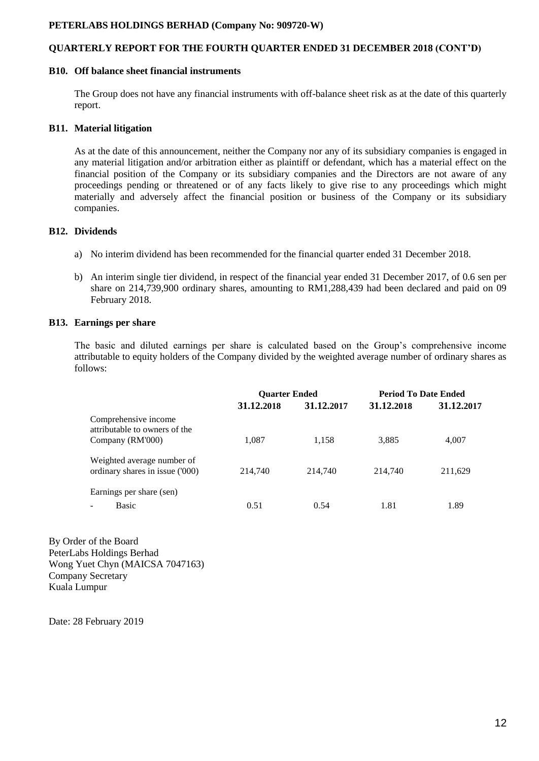**PETERLABS HOLDINGS BERHAD (Company No: 909720-W)**

**QUARTERLY REPORT FOR THE FOURTH QUARTER ENDED 31 DECEMBER 2018 (CONT'D)**

### B10. Off balance sheet financial instruments

The Group does not have any financial instruments with off-balance sheet risk as at the date of this quarterly report.

### B11. Material litigation

As at the date of this announcement, neither the Company nor any of its subsidiary companies is engaged in any material litigation and/or arbitration either as plaintiff or defendant, which has a material effect on the financial position of the Company or its subsidiary companies and the Directors are not aware of any proceedings pending or threatened or of any facts likely to give rise to any proceedings which might materially and adversely affect the financial position or business of the Company or its subsidiary companies.

### B12. Dividends

a) No interim dividend has been recommended for the financial quarter ended 31 December 2018.

b) An interim single tier dividend, in respect of the financial year ended 31 December 2017, of 0.6 sen per share on 214,739,900 ordinary shares, amounting to RM1,288,439 had been declared and paid on 09 February 2018.

### B13. Earnings per share

The basic and diluted earnings per share is calculated based on the Group's comprehensive income attributable to equity holders of the Company divided by the weighted average number of ordinary shares as follows:

| | Quarter Ended | | Period To Date Ended | |
|---|---|---|---|---|
| | **31.12.2018** | **31.12.2017** | **31.12.2018** | **31.12.2017** |
| Comprehensive income attributable to owners of the Company (RM'000) | 1,087 | 1,158 | 3,885 | 4,007 |
| Weighted average number of ordinary shares in issue ('000) | 214,740 | 214,740 | 214,740 | 211,629 |
| Earnings per share (sen) | | | | |
| - Basic | 0.51 | 0.54 | 1.81 | 1.89 |

By Order of the Board
PeterLabs Holdings Berhad
Wong Yuet Chyn (MAICSA 7047163)
Company Secretary
Kuala Lumpur

Date: 28 February 2019